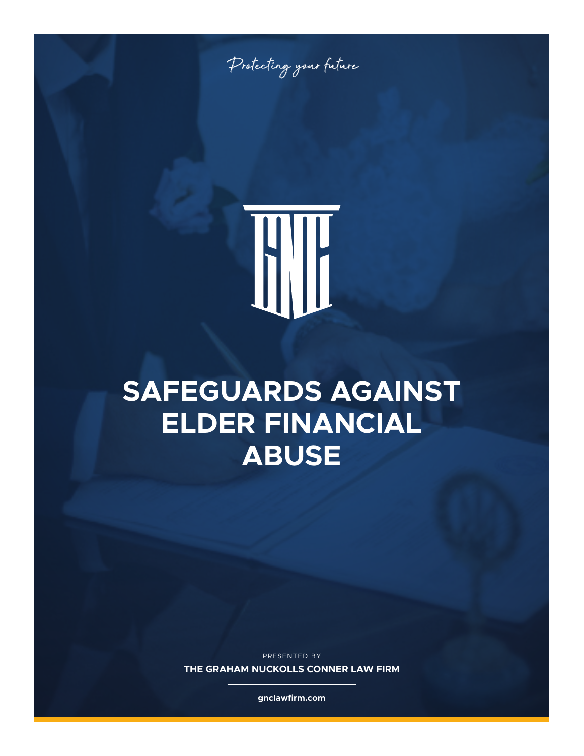*Protecting your future*

# SAFEGUARDS AGAINST ELDER FINANCIAL ABUSE

PRESENTED BY

**THE GRAHAM NUCKOLLS CONNER LAW FIRM**

**gnclawfirm.com**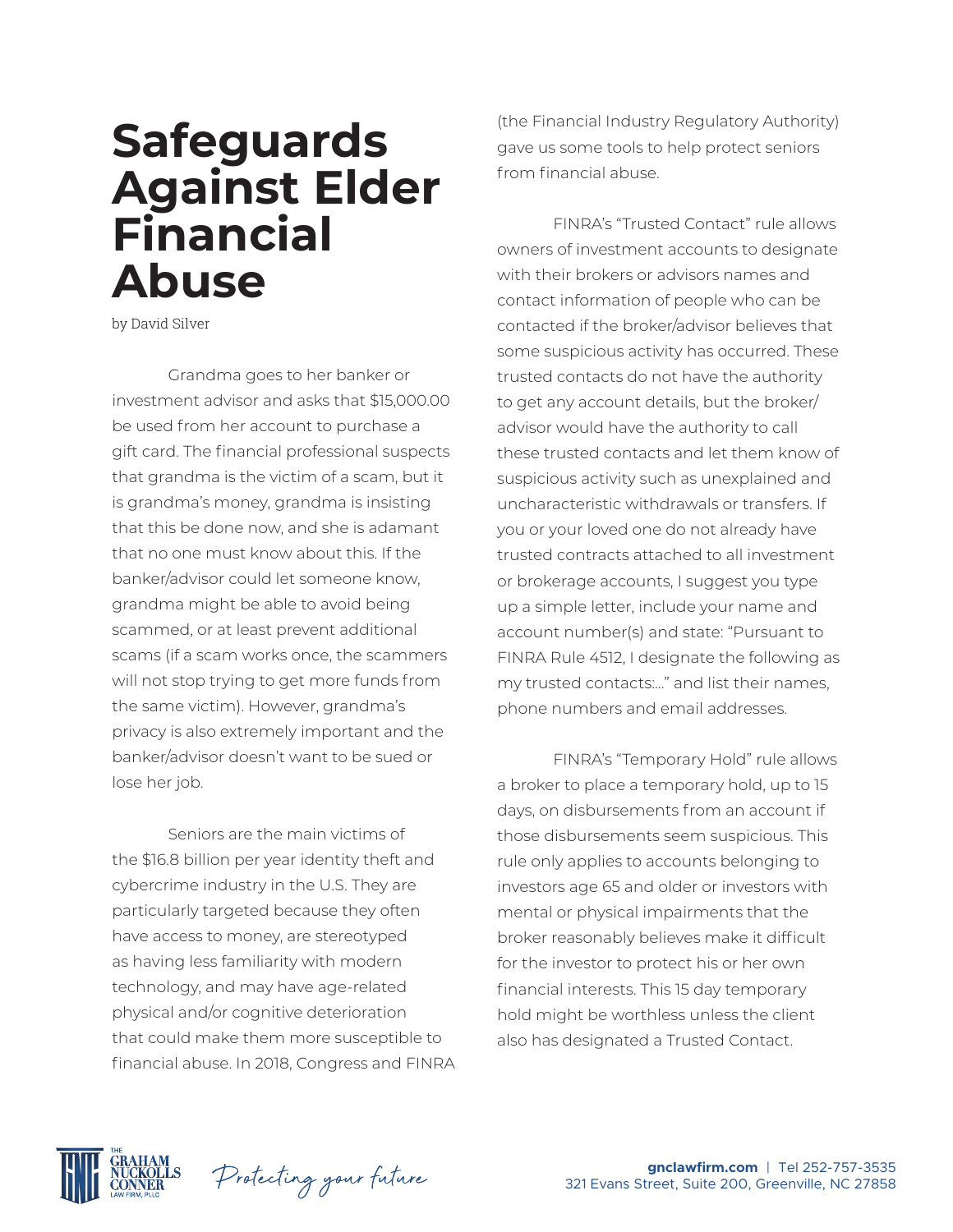# Safeguards Against Elder Financial Abuse

by David Silver

Grandma goes to her banker or investment advisor and asks that $15,000.00 be used from her account to purchase a gift card. The financial professional suspects that grandma is the victim of a scam, but it is grandma's money, grandma is insisting that this be done now, and she is adamant that no one must know about this. If the banker/advisor could let someone know, grandma might be able to avoid being scammed, or at least prevent additional scams (if a scam works once, the scammers will not stop trying to get more funds from the same victim). However, grandma's privacy is also extremely important and the banker/advisor doesn't want to be sued or lose her job.

Seniors are the main victims of the $16.8 billion per year identity theft and cybercrime industry in the U.S. They are particularly targeted because they often have access to money, are stereotyped as having less familiarity with modern technology, and may have age-related physical and/or cognitive deterioration that could make them more susceptible to financial abuse. In 2018, Congress and FINRA (the Financial Industry Regulatory Authority) gave us some tools to help protect seniors from financial abuse.

FINRA's "Trusted Contact" rule allows owners of investment accounts to designate with their brokers or advisors names and contact information of people who can be contacted if the broker/advisor believes that some suspicious activity has occurred. These trusted contacts do not have the authority to get any account details, but the broker/advisor would have the authority to call these trusted contacts and let them know of suspicious activity such as unexplained and uncharacteristic withdrawals or transfers. If you or your loved one do not already have trusted contracts attached to all investment or brokerage accounts, I suggest you type up a simple letter, include your name and account number(s) and state: "Pursuant to FINRA Rule 4512, I designate the following as my trusted contacts:..." and list their names, phone numbers and email addresses.

FINRA's "Temporary Hold" rule allows a broker to place a temporary hold, up to 15 days, on disbursements from an account if those disbursements seem suspicious. This rule only applies to accounts belonging to investors age 65 and older or investors with mental or physical impairments that the broker reasonably believes make it difficult for the investor to protect his or her own financial interests. This 15 day temporary hold might be worthless unless the client also has designated a Trusted Contact.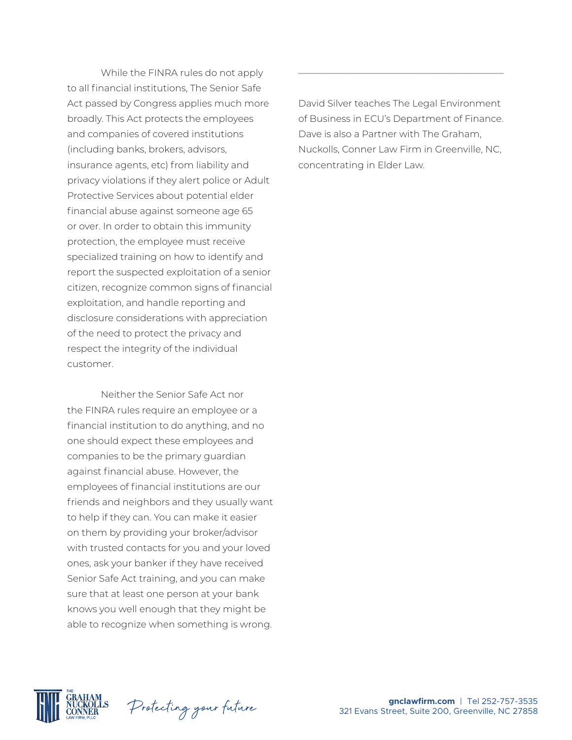While the FINRA rules do not apply to all financial institutions, The Senior Safe Act passed by Congress applies much more broadly. This Act protects the employees and companies of covered institutions (including banks, brokers, advisors, insurance agents, etc) from liability and privacy violations if they alert police or Adult Protective Services about potential elder financial abuse against someone age 65 or over. In order to obtain this immunity protection, the employee must receive specialized training on how to identify and report the suspected exploitation of a senior citizen, recognize common signs of financial exploitation, and handle reporting and disclosure considerations with appreciation of the need to protect the privacy and respect the integrity of the individual customer.

Neither the Senior Safe Act nor the FINRA rules require an employee or a financial institution to do anything, and no one should expect these employees and companies to be the primary guardian against financial abuse. However, the employees of financial institutions are our friends and neighbors and they usually want to help if they can. You can make it easier on them by providing your broker/advisor with trusted contacts for you and your loved ones, ask your banker if they have received Senior Safe Act training, and you can make sure that at least one person at your bank knows you well enough that they might be able to recognize when something is wrong.

---

David Silver teaches The Legal Environment of Business in ECU's Department of Finance. Dave is also a Partner with The Graham, Nuckolls, Conner Law Firm in Greenville, NC, concentrating in Elder Law.